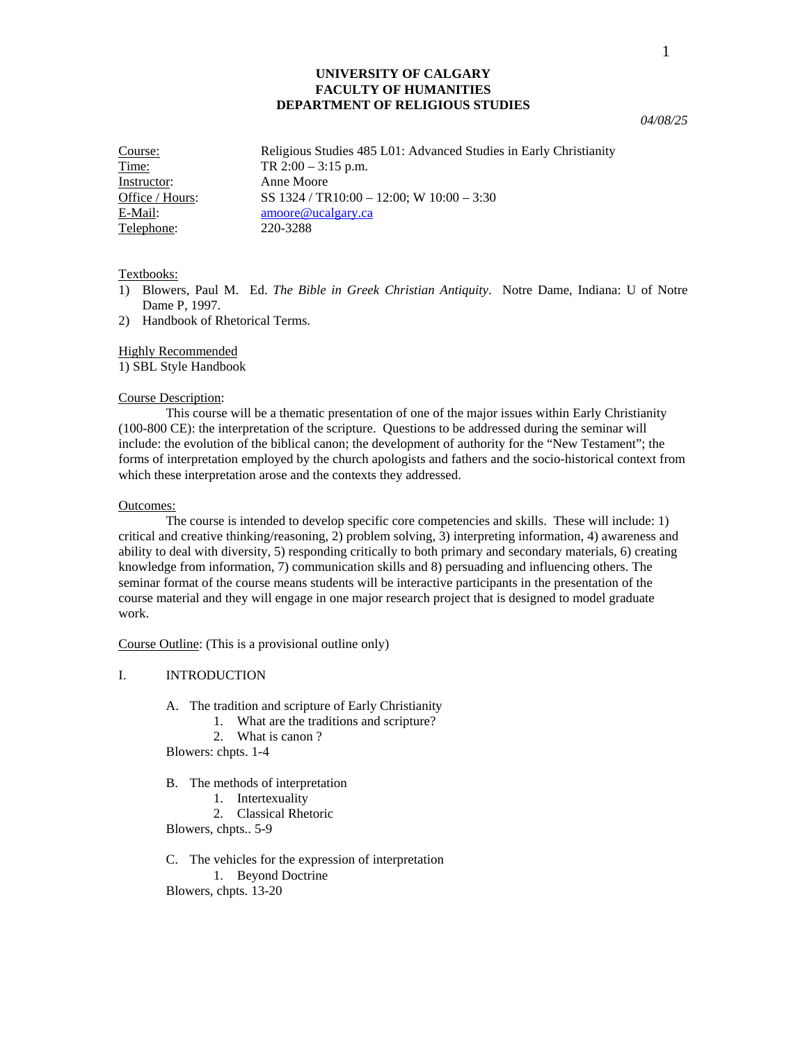**UNIVERSITY OF CALGARY**
**FACULTY OF HUMANITIES**
**DEPARTMENT OF RELIGIOUS STUDIES**

*04/08/25*

| | |
|---|---|
| Course: | Religious Studies 485 L01: Advanced Studies in Early Christianity |
| Time: | TR 2:00 – 3:15 p.m. |
| Instructor: | Anne Moore |
| Office / Hours: | SS 1324 / TR10:00 – 12:00; W 10:00 – 3:30 |
| E-Mail: | amoore@ucalgary.ca |
| Telephone: | 220-3288 |

Textbooks:

1) Blowers, Paul M. Ed. *The Bible in Greek Christian Antiquity*. Notre Dame, Indiana: U of Notre Dame P, 1997.
2) Handbook of Rhetorical Terms.

Highly Recommended

1) SBL Style Handbook

Course Description:

This course will be a thematic presentation of one of the major issues within Early Christianity (100-800 CE): the interpretation of the scripture. Questions to be addressed during the seminar will include: the evolution of the biblical canon; the development of authority for the "New Testament"; the forms of interpretation employed by the church apologists and fathers and the socio-historical context from which these interpretation arose and the contexts they addressed.

Outcomes:

The course is intended to develop specific core competencies and skills. These will include: 1) critical and creative thinking/reasoning, 2) problem solving, 3) interpreting information, 4) awareness and ability to deal with diversity, 5) responding critically to both primary and secondary materials, 6) creating knowledge from information, 7) communication skills and 8) persuading and influencing others. The seminar format of the course means students will be interactive participants in the presentation of the course material and they will engage in one major research project that is designed to model graduate work.

Course Outline: (This is a provisional outline only)

I. INTRODUCTION

A. The tradition and scripture of Early Christianity
   1. What are the traditions and scripture?
   2. What is canon ?

Blowers: chpts. 1-4

B. The methods of interpretation
   1. Intertexuality
   2. Classical Rhetoric

Blowers, chpts.. 5-9

C. The vehicles for the expression of interpretation
   1. Beyond Doctrine

Blowers, chpts. 13-20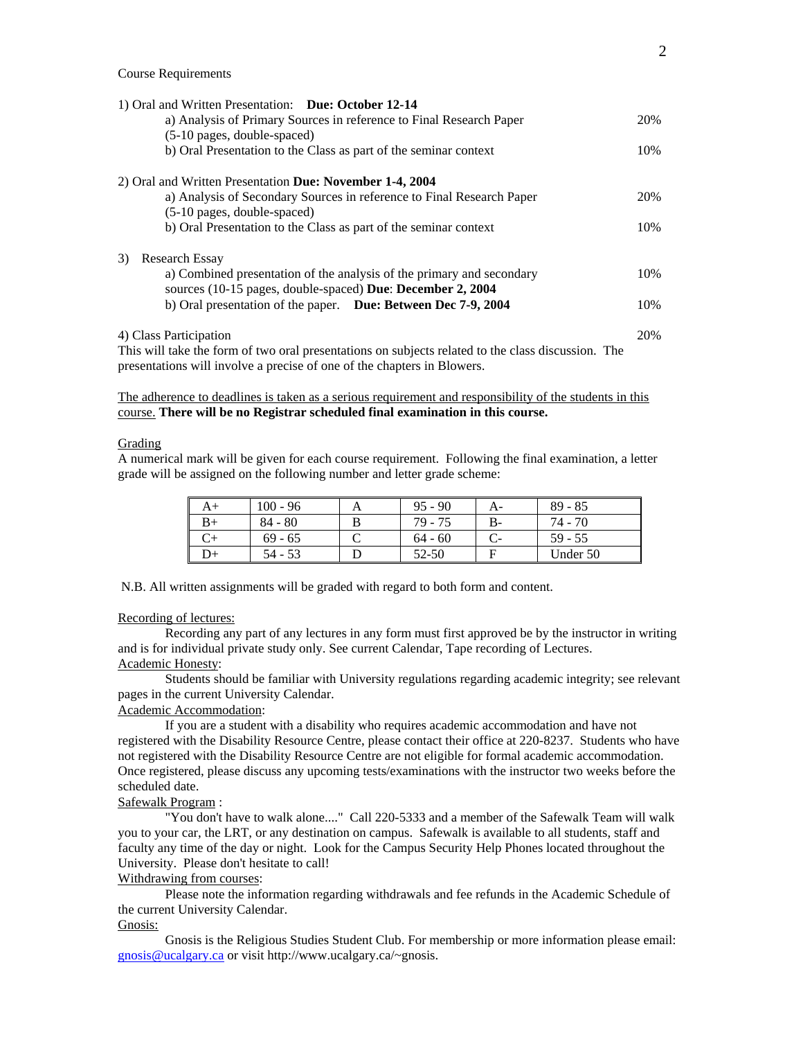Course Requirements

1) Oral and Written Presentation: **Due: October 12-14**

| | |
|---|---|
| a) Analysis of Primary Sources in reference to Final Research Paper (5-10 pages, double-spaced) | 20% |
| b) Oral Presentation to the Class as part of the seminar context | 10% |

2) Oral and Written Presentation **Due: November 1-4, 2004**

| | |
|---|---|
| a) Analysis of Secondary Sources in reference to Final Research Paper (5-10 pages, double-spaced) | 20% |
| b) Oral Presentation to the Class as part of the seminar context | 10% |

3) Research Essay

| | |
|---|---|
| a) Combined presentation of the analysis of the primary and secondary sources (10-15 pages, double-spaced) **Due: December 2, 2004** | 10% |
| b) Oral presentation of the paper. **Due: Between Dec 7-9, 2004** | 10% |

4) Class Participation 20%

This will take the form of two oral presentations on subjects related to the class discussion. The presentations will involve a precise of one of the chapters in Blowers.

The adherence to deadlines is taken as a serious requirement and responsibility of the students in this course. **There will be no Registrar scheduled final examination in this course.**

Grading

A numerical mark will be given for each course requirement. Following the final examination, a letter grade will be assigned on the following number and letter grade scheme:

| | | | | | |
|---|---|---|---|---|---|
| A+ | 100 - 96 | A | 95 - 90 | A- | 89 - 85 |
| B+ | 84 - 80 | B | 79 - 75 | B- | 74 - 70 |
| C+ | 69 - 65 | C | 64 - 60 | C- | 59 - 55 |
| D+ | 54 - 53 | D | 52-50 | F | Under 50 |

N.B. All written assignments will be graded with regard to both form and content.

Recording of lectures:

Recording any part of any lectures in any form must first approved be by the instructor in writing and is for individual private study only. See current Calendar, Tape recording of Lectures.

Academic Honesty:

Students should be familiar with University regulations regarding academic integrity; see relevant pages in the current University Calendar.

Academic Accommodation:

If you are a student with a disability who requires academic accommodation and have not registered with the Disability Resource Centre, please contact their office at 220-8237. Students who have not registered with the Disability Resource Centre are not eligible for formal academic accommodation. Once registered, please discuss any upcoming tests/examinations with the instructor two weeks before the scheduled date.

Safewalk Program :

"You don't have to walk alone...." Call 220-5333 and a member of the Safewalk Team will walk you to your car, the LRT, or any destination on campus. Safewalk is available to all students, staff and faculty any time of the day or night. Look for the Campus Security Help Phones located throughout the University. Please don't hesitate to call!

Withdrawing from courses:

Please note the information regarding withdrawals and fee refunds in the Academic Schedule of the current University Calendar.

Gnosis:

Gnosis is the Religious Studies Student Club. For membership or more information please email: gnosis@ucalgary.ca or visit http://www.ucalgary.ca/~gnosis.